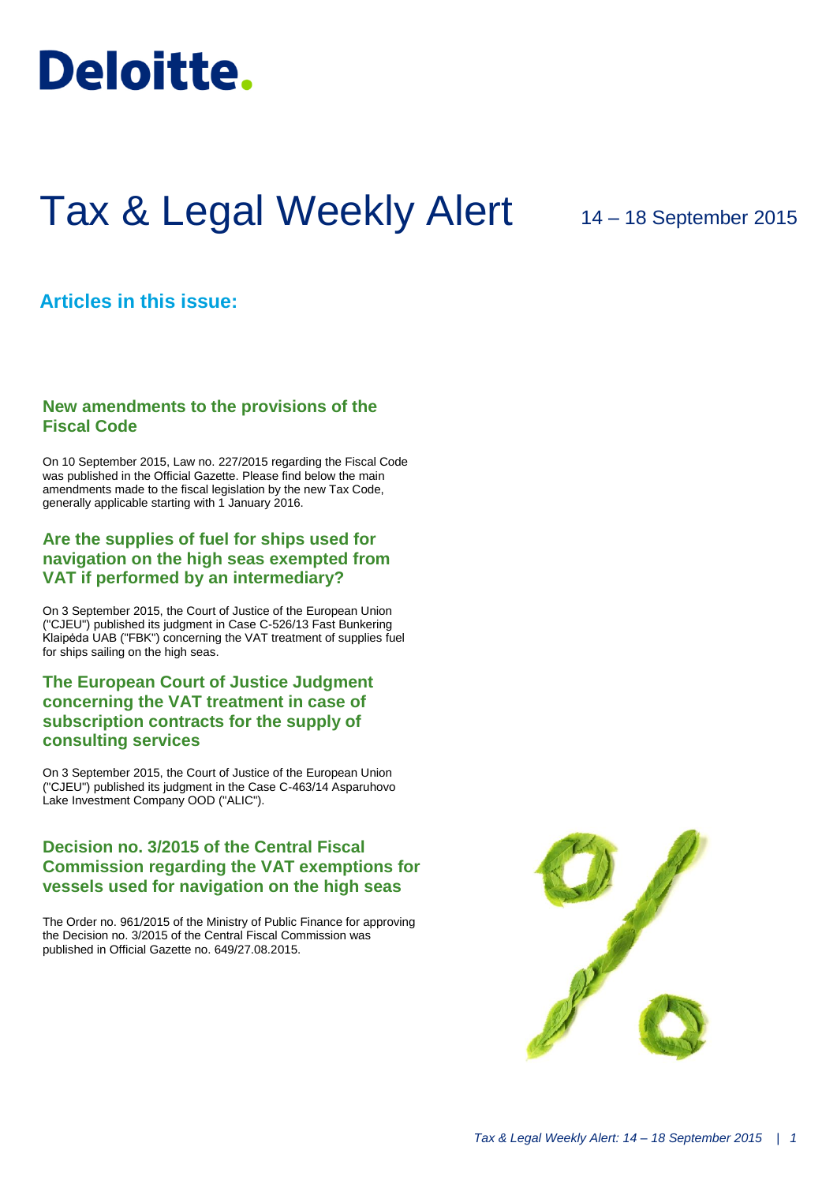Deloitte.

# Tax & Legal Weekly Alert

14 – 18 September 2015

## Articles in this issue:

### New amendments to the provisions of the Fiscal Code

On 10 September 2015, Law no. 227/2015 regarding the Fiscal Code was published in the Official Gazette. Please find below the main amendments made to the fiscal legislation by the new Tax Code, generally applicable starting with 1 January 2016.

### Are the supplies of fuel for ships used for navigation on the high seas exempted from VAT if performed by an intermediary?

On 3 September 2015, the Court of Justice of the European Union ("CJEU") published its judgment in Case C-526/13 Fast Bunkering Klaipėda UAB ("FBK") concerning the VAT treatment of supplies fuel for ships sailing on the high seas.

### The European Court of Justice Judgment concerning the VAT treatment in case of subscription contracts for the supply of consulting services

On 3 September 2015, the Court of Justice of the European Union ("CJEU") published its judgment in the Case C-463/14 Asparuhovo Lake Investment Company OOD ("ALIC").

### Decision no. 3/2015 of the Central Fiscal Commission regarding the VAT exemptions for vessels used for navigation on the high seas

The Order no. 961/2015 of the Ministry of Public Finance for approving the Decision no. 3/2015 of the Central Fiscal Commission was published in Official Gazette no. 649/27.08.2015.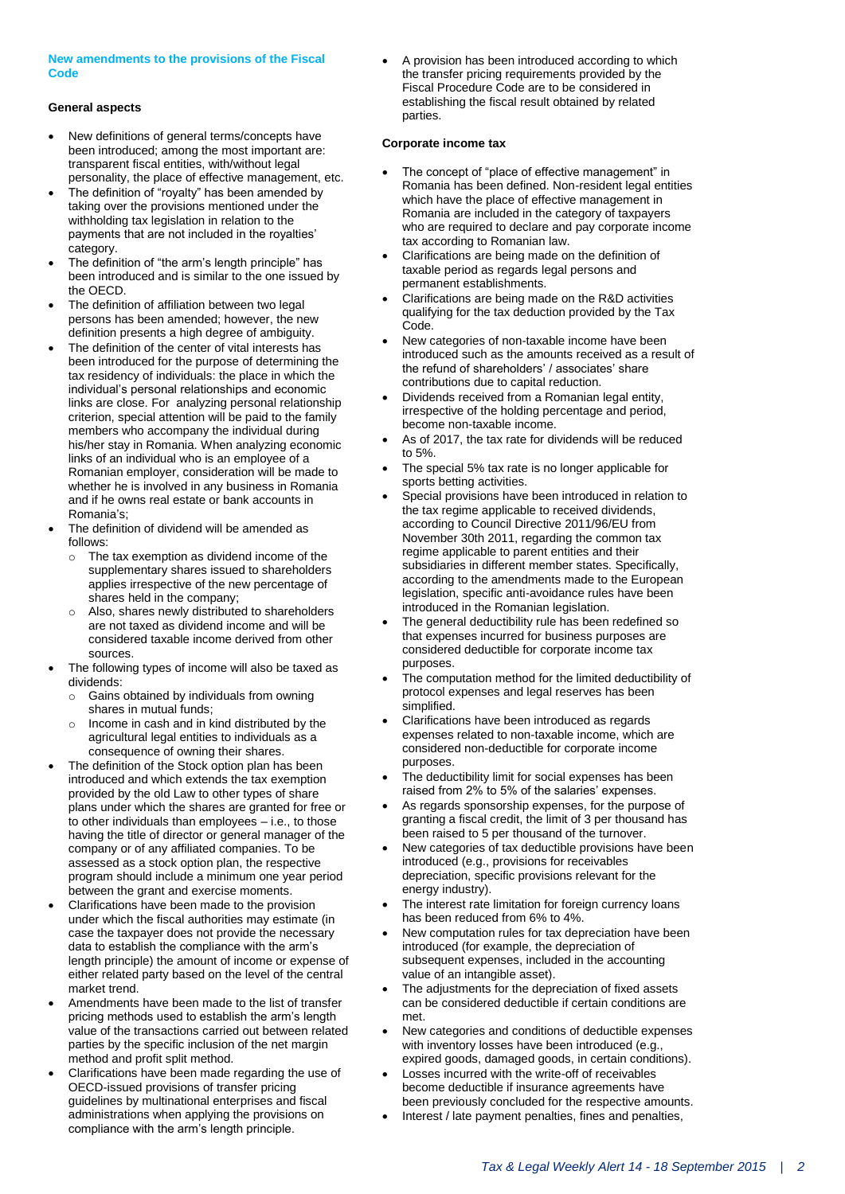## New amendments to the provisions of the Fiscal Code

### General aspects

- New definitions of general terms/concepts have been introduced; among the most important are: transparent fiscal entities, with/without legal personality, the place of effective management, etc.
- The definition of "royalty" has been amended by taking over the provisions mentioned under the withholding tax legislation in relation to the payments that are not included in the royalties' category.
- The definition of "the arm's length principle" has been introduced and is similar to the one issued by the OECD.
- The definition of affiliation between two legal persons has been amended; however, the new definition presents a high degree of ambiguity.
- The definition of the center of vital interests has been introduced for the purpose of determining the tax residency of individuals: the place in which the individual's personal relationships and economic links are close. For analyzing personal relationship criterion, special attention will be paid to the family members who accompany the individual during his/her stay in Romania. When analyzing economic links of an individual who is an employee of a Romanian employer, consideration will be made to whether he is involved in any business in Romania and if he owns real estate or bank accounts in Romania's;
- The definition of dividend will be amended as follows:
  - The tax exemption as dividend income of the supplementary shares issued to shareholders applies irrespective of the new percentage of shares held in the company;
  - Also, shares newly distributed to shareholders are not taxed as dividend income and will be considered taxable income derived from other sources.
- The following types of income will also be taxed as dividends:
  - Gains obtained by individuals from owning shares in mutual funds;
  - Income in cash and in kind distributed by the agricultural legal entities to individuals as a consequence of owning their shares.
- The definition of the Stock option plan has been introduced and which extends the tax exemption provided by the old Law to other types of share plans under which the shares are granted for free or to other individuals than employees – i.e., to those having the title of director or general manager of the company or of any affiliated companies. To be assessed as a stock option plan, the respective program should include a minimum one year period between the grant and exercise moments.
- Clarifications have been made to the provision under which the fiscal authorities may estimate (in case the taxpayer does not provide the necessary data to establish the compliance with the arm's length principle) the amount of income or expense of either related party based on the level of the central market trend.
- Amendments have been made to the list of transfer pricing methods used to establish the arm's length value of the transactions carried out between related parties by the specific inclusion of the net margin method and profit split method.
- Clarifications have been made regarding the use of OECD-issued provisions of transfer pricing guidelines by multinational enterprises and fiscal administrations when applying the provisions on compliance with the arm's length principle.
- A provision has been introduced according to which the transfer pricing requirements provided by the Fiscal Procedure Code are to be considered in establishing the fiscal result obtained by related parties.

### Corporate income tax

- The concept of "place of effective management" in Romania has been defined. Non-resident legal entities which have the place of effective management in Romania are included in the category of taxpayers who are required to declare and pay corporate income tax according to Romanian law.
- Clarifications are being made on the definition of taxable period as regards legal persons and permanent establishments.
- Clarifications are being made on the R&D activities qualifying for the tax deduction provided by the Tax Code.
- New categories of non-taxable income have been introduced such as the amounts received as a result of the refund of shareholders' / associates' share contributions due to capital reduction.
- Dividends received from a Romanian legal entity, irrespective of the holding percentage and period, become non-taxable income.
- As of 2017, the tax rate for dividends will be reduced to 5%.
- The special 5% tax rate is no longer applicable for sports betting activities.
- Special provisions have been introduced in relation to the tax regime applicable to received dividends, according to Council Directive 2011/96/EU from November 30th 2011, regarding the common tax regime applicable to parent entities and their subsidiaries in different member states. Specifically, according to the amendments made to the European legislation, specific anti-avoidance rules have been introduced in the Romanian legislation.
- The general deductibility rule has been redefined so that expenses incurred for business purposes are considered deductible for corporate income tax purposes.
- The computation method for the limited deductibility of protocol expenses and legal reserves has been simplified.
- Clarifications have been introduced as regards expenses related to non-taxable income, which are considered non-deductible for corporate income purposes.
- The deductibility limit for social expenses has been raised from 2% to 5% of the salaries' expenses.
- As regards sponsorship expenses, for the purpose of granting a fiscal credit, the limit of 3 per thousand has been raised to 5 per thousand of the turnover.
- New categories of tax deductible provisions have been introduced (e.g., provisions for receivables depreciation, specific provisions relevant for the energy industry).
- The interest rate limitation for foreign currency loans has been reduced from 6% to 4%.
- New computation rules for tax depreciation have been introduced (for example, the depreciation of subsequent expenses, included in the accounting value of an intangible asset).
- The adjustments for the depreciation of fixed assets can be considered deductible if certain conditions are met.
- New categories and conditions of deductible expenses with inventory losses have been introduced (e.g., expired goods, damaged goods, in certain conditions).
- Losses incurred with the write-off of receivables become deductible if insurance agreements have been previously concluded for the respective amounts.
- Interest / late payment penalties, fines and penalties,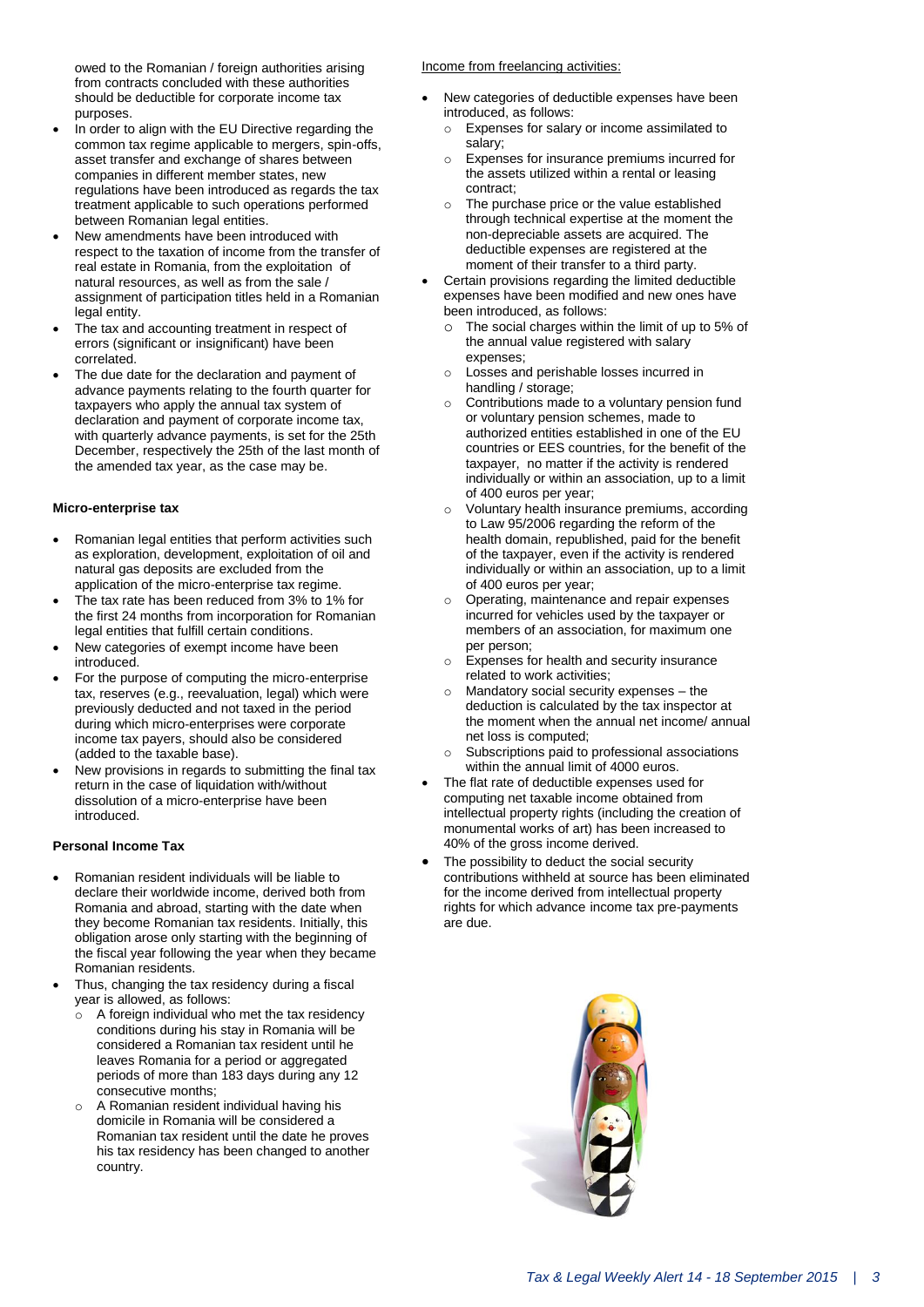owed to the Romanian / foreign authorities arising from contracts concluded with these authorities should be deductible for corporate income tax purposes.

- In order to align with the EU Directive regarding the common tax regime applicable to mergers, spin-offs, asset transfer and exchange of shares between companies in different member states, new regulations have been introduced as regards the tax treatment applicable to such operations performed between Romanian legal entities.
- New amendments have been introduced with respect to the taxation of income from the transfer of real estate in Romania, from the exploitation of natural resources, as well as from the sale / assignment of participation titles held in a Romanian legal entity.
- The tax and accounting treatment in respect of errors (significant or insignificant) have been correlated.
- The due date for the declaration and payment of advance payments relating to the fourth quarter for taxpayers who apply the annual tax system of declaration and payment of corporate income tax, with quarterly advance payments, is set for the 25th December, respectively the 25th of the last month of the amended tax year, as the case may be.

**Micro-enterprise tax**

- Romanian legal entities that perform activities such as exploration, development, exploitation of oil and natural gas deposits are excluded from the application of the micro-enterprise tax regime.
- The tax rate has been reduced from 3% to 1% for the first 24 months from incorporation for Romanian legal entities that fulfill certain conditions.
- New categories of exempt income have been introduced.
- For the purpose of computing the micro-enterprise tax, reserves (e.g., reevaluation, legal) which were previously deducted and not taxed in the period during which micro-enterprises were corporate income tax payers, should also be considered (added to the taxable base).
- New provisions in regards to submitting the final tax return in the case of liquidation with/without dissolution of a micro-enterprise have been introduced.

**Personal Income Tax**

- Romanian resident individuals will be liable to declare their worldwide income, derived both from Romania and abroad, starting with the date when they become Romanian tax residents. Initially, this obligation arose only starting with the beginning of the fiscal year following the year when they became Romanian residents.
- Thus, changing the tax residency during a fiscal year is allowed, as follows:
  - A foreign individual who met the tax residency conditions during his stay in Romania will be considered a Romanian tax resident until he leaves Romania for a period or aggregated periods of more than 183 days during any 12 consecutive months;
  - A Romanian resident individual having his domicile in Romania will be considered a Romanian tax resident until the date he proves his tax residency has been changed to another country.

Income from freelancing activities:

- New categories of deductible expenses have been introduced, as follows:
  - Expenses for salary or income assimilated to salary;
  - Expenses for insurance premiums incurred for the assets utilized within a rental or leasing contract;
  - The purchase price or the value established through technical expertise at the moment the non-depreciable assets are acquired. The deductible expenses are registered at the moment of their transfer to a third party.
- Certain provisions regarding the limited deductible expenses have been modified and new ones have been introduced, as follows:
  - The social charges within the limit of up to 5% of the annual value registered with salary expenses;
  - Losses and perishable losses incurred in handling / storage;
  - Contributions made to a voluntary pension fund or voluntary pension schemes, made to authorized entities established in one of the EU countries or EES countries, for the benefit of the taxpayer, no matter if the activity is rendered individually or within an association, up to a limit of 400 euros per year;
  - Voluntary health insurance premiums, according to Law 95/2006 regarding the reform of the health domain, republished, paid for the benefit of the taxpayer, even if the activity is rendered individually or within an association, up to a limit of 400 euros per year;
  - Operating, maintenance and repair expenses incurred for vehicles used by the taxpayer or members of an association, for maximum one per person;
  - Expenses for health and security insurance related to work activities;
  - Mandatory social security expenses – the deduction is calculated by the tax inspector at the moment when the annual net income/ annual net loss is computed;
  - Subscriptions paid to professional associations within the annual limit of 4000 euros.
- The flat rate of deductible expenses used for computing net taxable income obtained from intellectual property rights (including the creation of monumental works of art) has been increased to 40% of the gross income derived.
- The possibility to deduct the social security contributions withheld at source has been eliminated for the income derived from intellectual property rights for which advance income tax pre-payments are due.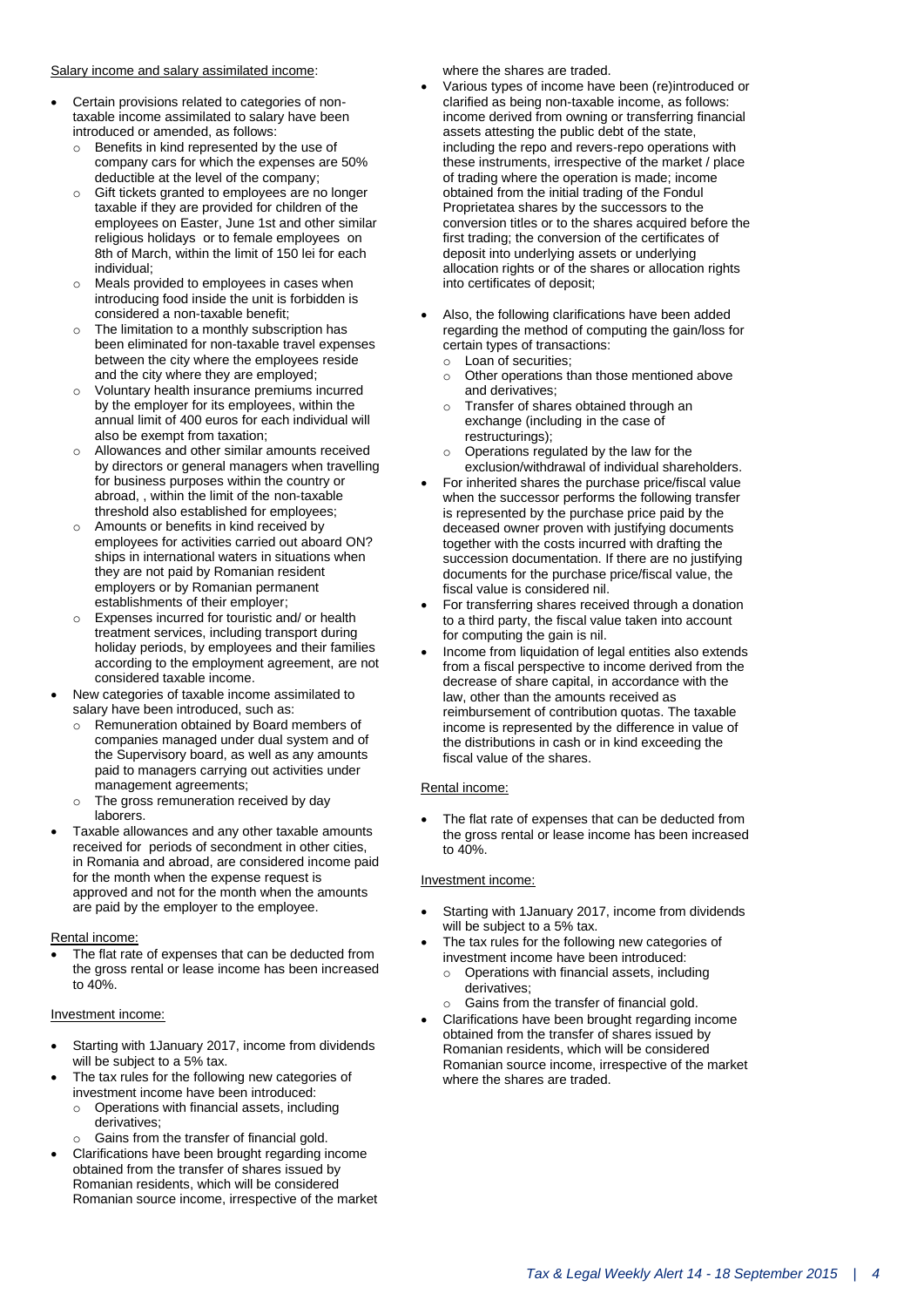Salary income and salary assimilated income:

- Certain provisions related to categories of non-taxable income assimilated to salary have been introduced or amended, as follows:
  - Benefits in kind represented by the use of company cars for which the expenses are 50% deductible at the level of the company;
  - Gift tickets granted to employees are no longer taxable if they are provided for children of the employees on Easter, June 1st and other similar religious holidays or to female employees on 8th of March, within the limit of 150 lei for each individual;
  - Meals provided to employees in cases when introducing food inside the unit is forbidden is considered a non-taxable benefit;
  - The limitation to a monthly subscription has been eliminated for non-taxable travel expenses between the city where the employees reside and the city where they are employed;
  - Voluntary health insurance premiums incurred by the employer for its employees, within the annual limit of 400 euros for each individual will also be exempt from taxation;
  - Allowances and other similar amounts received by directors or general managers when travelling for business purposes within the country or abroad, , within the limit of the non-taxable threshold also established for employees;
  - Amounts or benefits in kind received by employees for activities carried out aboard ON? ships in international waters in situations when they are not paid by Romanian resident employers or by Romanian permanent establishments of their employer;
  - Expenses incurred for touristic and/ or health treatment services, including transport during holiday periods, by employees and their families according to the employment agreement, are not considered taxable income.
- New categories of taxable income assimilated to salary have been introduced, such as:
  - Remuneration obtained by Board members of companies managed under dual system and of the Supervisory board, as well as any amounts paid to managers carrying out activities under management agreements;
  - The gross remuneration received by day laborers.
- Taxable allowances and any other taxable amounts received for periods of secondment in other cities, in Romania and abroad, are considered income paid for the month when the expense request is approved and not for the month when the amounts are paid by the employer to the employee.

Rental income:

- The flat rate of expenses that can be deducted from the gross rental or lease income has been increased to 40%.

Investment income:

- Starting with 1January 2017, income from dividends will be subject to a 5% tax.
- The tax rules for the following new categories of investment income have been introduced:
  - Operations with financial assets, including derivatives;
  - Gains from the transfer of financial gold.
- Clarifications have been brought regarding income obtained from the transfer of shares issued by Romanian residents, which will be considered Romanian source income, irrespective of the market where the shares are traded.
- Various types of income have been (re)introduced or clarified as being non-taxable income, as follows: income derived from owning or transferring financial assets attesting the public debt of the state, including the repo and revers-repo operations with these instruments, irrespective of the market / place of trading where the operation is made; income obtained from the initial trading of the Fondul Proprietatea shares by the successors to the conversion titles or to the shares acquired before the first trading; the conversion of the certificates of deposit into underlying assets or underlying allocation rights or of the shares or allocation rights into certificates of deposit;

- Also, the following clarifications have been added regarding the method of computing the gain/loss for certain types of transactions:
  - Loan of securities;
  - Other operations than those mentioned above and derivatives;
  - Transfer of shares obtained through an exchange (including in the case of restructurings);
  - Operations regulated by the law for the exclusion/withdrawal of individual shareholders.
- For inherited shares the purchase price/fiscal value when the successor performs the following transfer is represented by the purchase price paid by the deceased owner proven with justifying documents together with the costs incurred with drafting the succession documentation. If there are no justifying documents for the purchase price/fiscal value, the fiscal value is considered nil.
- For transferring shares received through a donation to a third party, the fiscal value taken into account for computing the gain is nil.
- Income from liquidation of legal entities also extends from a fiscal perspective to income derived from the decrease of share capital, in accordance with the law, other than the amounts received as reimbursement of contribution quotas. The taxable income is represented by the difference in value of the distributions in cash or in kind exceeding the fiscal value of the shares.

Rental income:

- The flat rate of expenses that can be deducted from the gross rental or lease income has been increased to 40%.

Investment income:

- Starting with 1January 2017, income from dividends will be subject to a 5% tax.
- The tax rules for the following new categories of investment income have been introduced:
  - Operations with financial assets, including derivatives;
  - Gains from the transfer of financial gold.
- Clarifications have been brought regarding income obtained from the transfer of shares issued by Romanian residents, which will be considered Romanian source income, irrespective of the market where the shares are traded.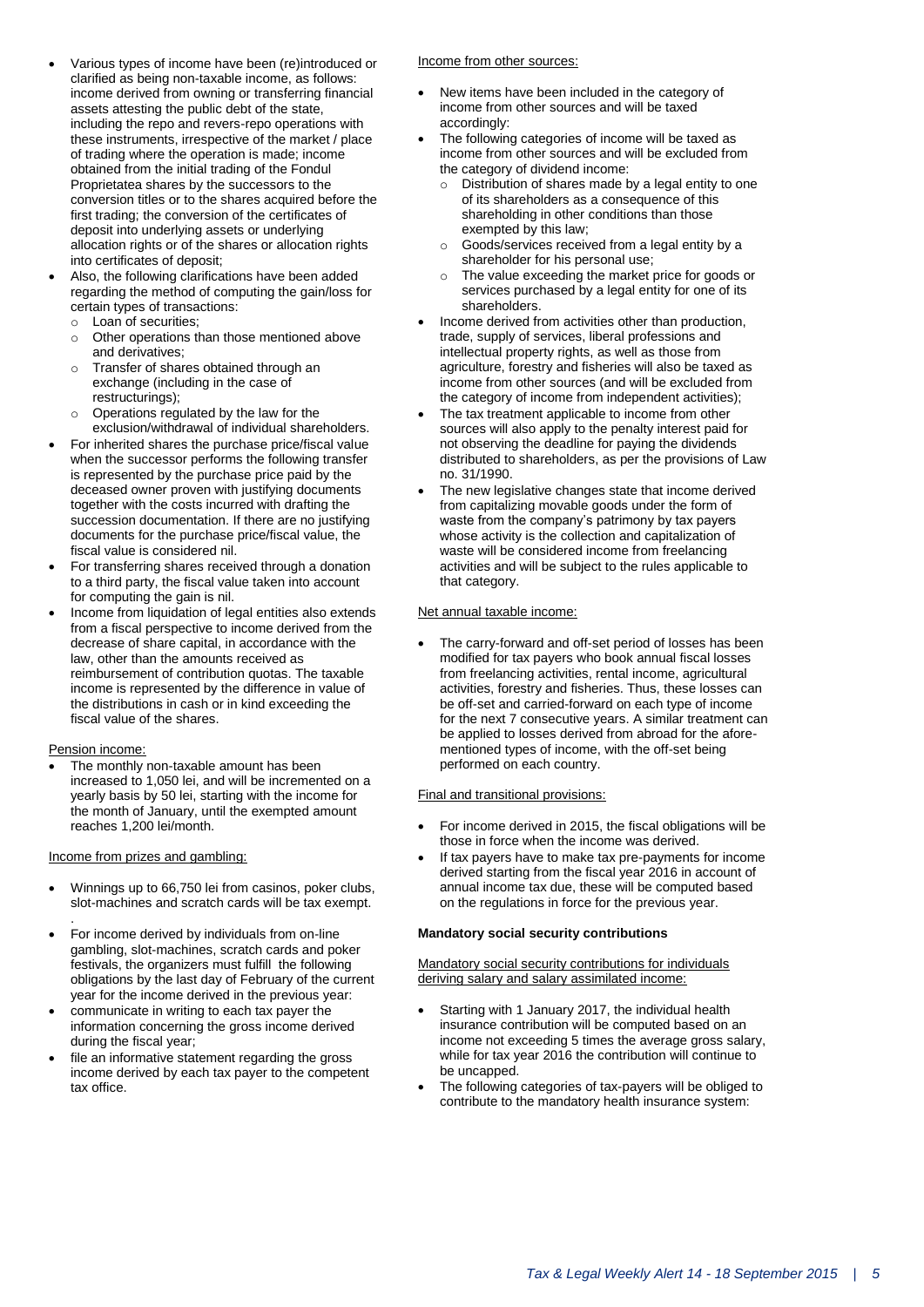- Various types of income have been (re)introduced or clarified as being non-taxable income, as follows: income derived from owning or transferring financial assets attesting the public debt of the state, including the repo and revers-repo operations with these instruments, irrespective of the market / place of trading where the operation is made; income obtained from the initial trading of the Fondul Proprietatea shares by the successors to the conversion titles or to the shares acquired before the first trading; the conversion of the certificates of deposit into underlying assets or underlying allocation rights or of the shares or allocation rights into certificates of deposit;
- Also, the following clarifications have been added regarding the method of computing the gain/loss for certain types of transactions:
  - Loan of securities;
  - Other operations than those mentioned above and derivatives;
  - Transfer of shares obtained through an exchange (including in the case of restructurings);
  - Operations regulated by the law for the exclusion/withdrawal of individual shareholders.
- For inherited shares the purchase price/fiscal value when the successor performs the following transfer is represented by the purchase price paid by the deceased owner proven with justifying documents together with the costs incurred with drafting the succession documentation. If there are no justifying documents for the purchase price/fiscal value, the fiscal value is considered nil.
- For transferring shares received through a donation to a third party, the fiscal value taken into account for computing the gain is nil.
- Income from liquidation of legal entities also extends from a fiscal perspective to income derived from the decrease of share capital, in accordance with the law, other than the amounts received as reimbursement of contribution quotas. The taxable income is represented by the difference in value of the distributions in cash or in kind exceeding the fiscal value of the shares.

Pension income:

- The monthly non-taxable amount has been increased to 1,050 lei, and will be incremented on a yearly basis by 50 lei, starting with the income for the month of January, until the exempted amount reaches 1,200 lei/month.

Income from prizes and gambling:

- Winnings up to 66,750 lei from casinos, poker clubs, slot-machines and scratch cards will be tax exempt.
.
- For income derived by individuals from on-line gambling, slot-machines, scratch cards and poker festivals, the organizers must fulfill the following obligations by the last day of February of the current year for the income derived in the previous year:
- communicate in writing to each tax payer the information concerning the gross income derived during the fiscal year;
- file an informative statement regarding the gross income derived by each tax payer to the competent tax office.

Income from other sources:

- New items have been included in the category of income from other sources and will be taxed accordingly:
- The following categories of income will be taxed as income from other sources and will be excluded from the category of dividend income:
  - Distribution of shares made by a legal entity to one of its shareholders as a consequence of this shareholding in other conditions than those exempted by this law;
  - Goods/services received from a legal entity by a shareholder for his personal use;
  - The value exceeding the market price for goods or services purchased by a legal entity for one of its shareholders.
- Income derived from activities other than production, trade, supply of services, liberal professions and intellectual property rights, as well as those from agriculture, forestry and fisheries will also be taxed as income from other sources (and will be excluded from the category of income from independent activities);
- The tax treatment applicable to income from other sources will also apply to the penalty interest paid for not observing the deadline for paying the dividends distributed to shareholders, as per the provisions of Law no. 31/1990.
- The new legislative changes state that income derived from capitalizing movable goods under the form of waste from the company's patrimony by tax payers whose activity is the collection and capitalization of waste will be considered income from freelancing activities and will be subject to the rules applicable to that category.

Net annual taxable income:

- The carry-forward and off-set period of losses has been modified for tax payers who book annual fiscal losses from freelancing activities, rental income, agricultural activities, forestry and fisheries. Thus, these losses can be off-set and carried-forward on each type of income for the next 7 consecutive years. A similar treatment can be applied to losses derived from abroad for the afore-mentioned types of income, with the off-set being performed on each country.

Final and transitional provisions:

- For income derived in 2015, the fiscal obligations will be those in force when the income was derived.
- If tax payers have to make tax pre-payments for income derived starting from the fiscal year 2016 in account of annual income tax due, these will be computed based on the regulations in force for the previous year.

**Mandatory social security contributions**

Mandatory social security contributions for individuals deriving salary and salary assimilated income:

- Starting with 1 January 2017, the individual health insurance contribution will be computed based on an income not exceeding 5 times the average gross salary, while for tax year 2016 the contribution will continue to be uncapped.
- The following categories of tax-payers will be obliged to contribute to the mandatory health insurance system: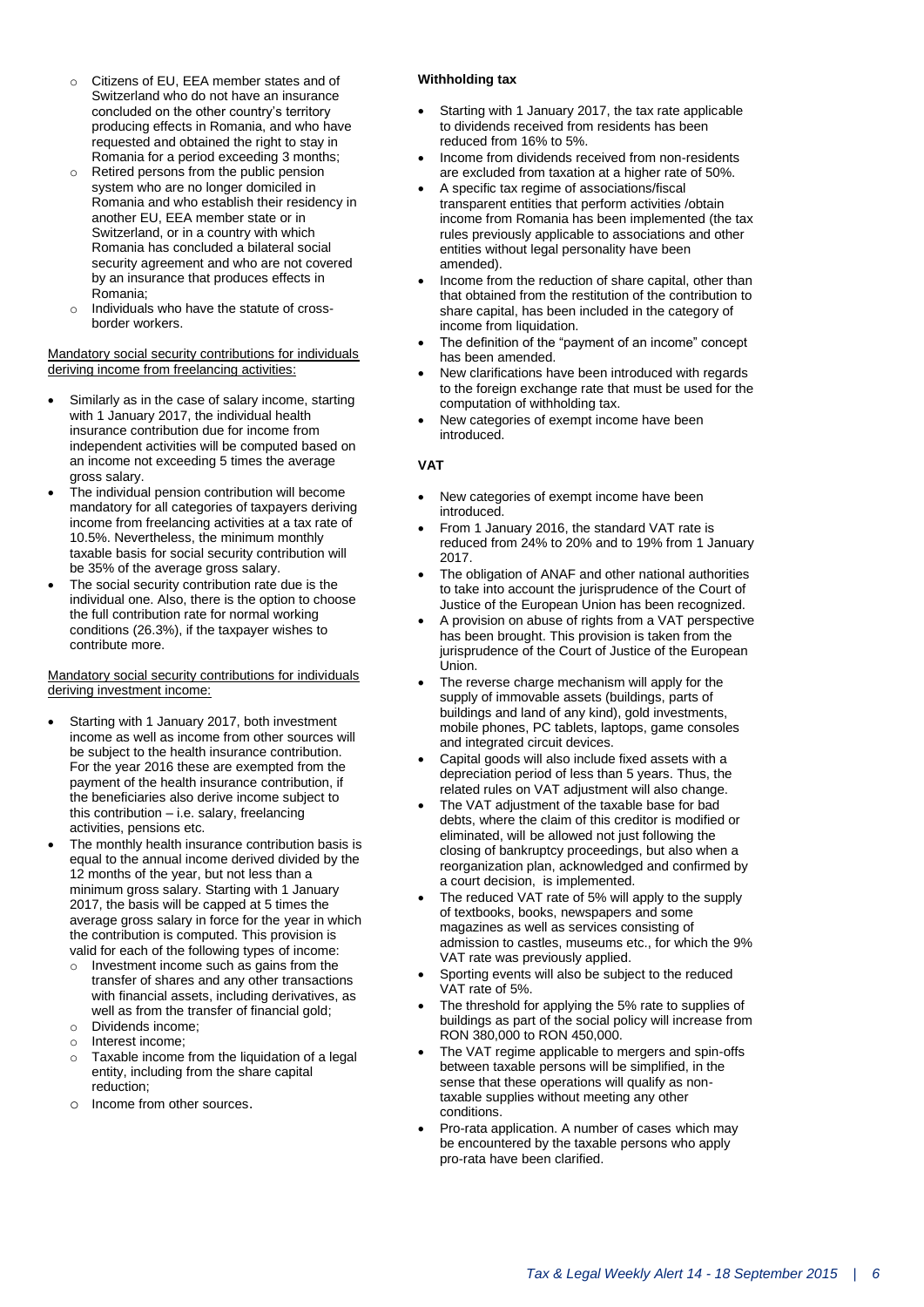- Citizens of EU, EEA member states and of Switzerland who do not have an insurance concluded on the other country's territory producing effects in Romania, and who have requested and obtained the right to stay in Romania for a period exceeding 3 months;
- Retired persons from the public pension system who are no longer domiciled in Romania and who establish their residency in another EU, EEA member state or in Switzerland, or in a country with which Romania has concluded a bilateral social security agreement and who are not covered by an insurance that produces effects in Romania;
- Individuals who have the statute of cross-border workers.

Mandatory social security contributions for individuals deriving income from freelancing activities:

- Similarly as in the case of salary income, starting with 1 January 2017, the individual health insurance contribution due for income from independent activities will be computed based on an income not exceeding 5 times the average gross salary.
- The individual pension contribution will become mandatory for all categories of taxpayers deriving income from freelancing activities at a tax rate of 10.5%. Nevertheless, the minimum monthly taxable basis for social security contribution will be 35% of the average gross salary.
- The social security contribution rate due is the individual one. Also, there is the option to choose the full contribution rate for normal working conditions (26.3%), if the taxpayer wishes to contribute more.

Mandatory social security contributions for individuals deriving investment income:

- Starting with 1 January 2017, both investment income as well as income from other sources will be subject to the health insurance contribution. For the year 2016 these are exempted from the payment of the health insurance contribution, if the beneficiaries also derive income subject to this contribution – i.e. salary, freelancing activities, pensions etc.
- The monthly health insurance contribution basis is equal to the annual income derived divided by the 12 months of the year, but not less than a minimum gross salary. Starting with 1 January 2017, the basis will be capped at 5 times the average gross salary in force for the year in which the contribution is computed. This provision is valid for each of the following types of income:
  - Investment income such as gains from the transfer of shares and any other transactions with financial assets, including derivatives, as well as from the transfer of financial gold;
  - Dividends income;
  - Interest income;
  - Taxable income from the liquidation of a legal entity, including from the share capital reduction;
  - Income from other sources.

**Withholding tax**

- Starting with 1 January 2017, the tax rate applicable to dividends received from residents has been reduced from 16% to 5%.
- Income from dividends received from non-residents are excluded from taxation at a higher rate of 50%.
- A specific tax regime of associations/fiscal transparent entities that perform activities /obtain income from Romania has been implemented (the tax rules previously applicable to associations and other entities without legal personality have been amended).
- Income from the reduction of share capital, other than that obtained from the restitution of the contribution to share capital, has been included in the category of income from liquidation.
- The definition of the "payment of an income" concept has been amended.
- New clarifications have been introduced with regards to the foreign exchange rate that must be used for the computation of withholding tax.
- New categories of exempt income have been introduced.

**VAT**

- New categories of exempt income have been introduced.
- From 1 January 2016, the standard VAT rate is reduced from 24% to 20% and to 19% from 1 January 2017.
- The obligation of ANAF and other national authorities to take into account the jurisprudence of the Court of Justice of the European Union has been recognized.
- A provision on abuse of rights from a VAT perspective has been brought. This provision is taken from the jurisprudence of the Court of Justice of the European Union.
- The reverse charge mechanism will apply for the supply of immovable assets (buildings, parts of buildings and land of any kind), gold investments, mobile phones, PC tablets, laptops, game consoles and integrated circuit devices.
- Capital goods will also include fixed assets with a depreciation period of less than 5 years. Thus, the related rules on VAT adjustment will also change.
- The VAT adjustment of the taxable base for bad debts, where the claim of this creditor is modified or eliminated, will be allowed not just following the closing of bankruptcy proceedings, but also when a reorganization plan, acknowledged and confirmed by a court decision, is implemented.
- The reduced VAT rate of 5% will apply to the supply of textbooks, books, newspapers and some magazines as well as services consisting of admission to castles, museums etc., for which the 9% VAT rate was previously applied.
- Sporting events will also be subject to the reduced VAT rate of 5%.
- The threshold for applying the 5% rate to supplies of buildings as part of the social policy will increase from RON 380,000 to RON 450,000.
- The VAT regime applicable to mergers and spin-offs between taxable persons will be simplified, in the sense that these operations will qualify as non-taxable supplies without meeting any other conditions.
- Pro-rata application. A number of cases which may be encountered by the taxable persons who apply pro-rata have been clarified.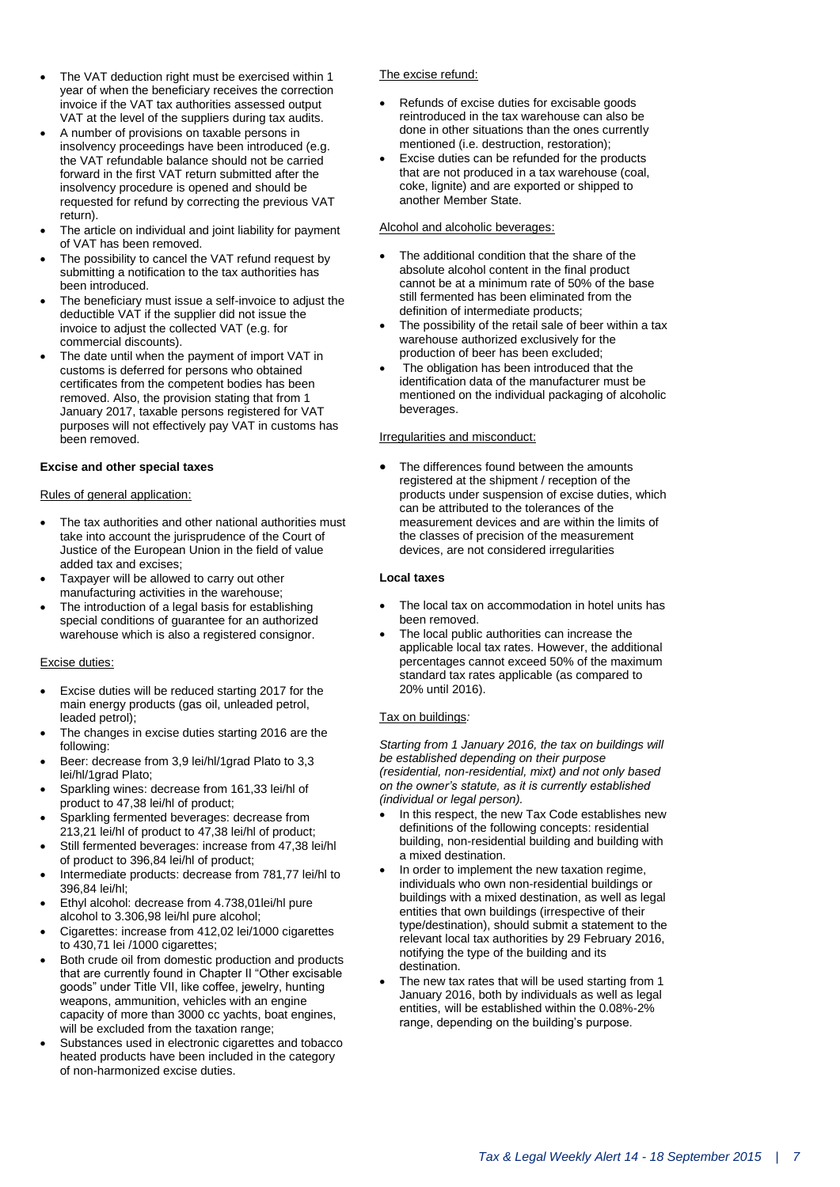- The VAT deduction right must be exercised within 1 year of when the beneficiary receives the correction invoice if the VAT tax authorities assessed output VAT at the level of the suppliers during tax audits.
- A number of provisions on taxable persons in insolvency proceedings have been introduced (e.g. the VAT refundable balance should not be carried forward in the first VAT return submitted after the insolvency procedure is opened and should be requested for refund by correcting the previous VAT return).
- The article on individual and joint liability for payment of VAT has been removed.
- The possibility to cancel the VAT refund request by submitting a notification to the tax authorities has been introduced.
- The beneficiary must issue a self-invoice to adjust the deductible VAT if the supplier did not issue the invoice to adjust the collected VAT (e.g. for commercial discounts).
- The date until when the payment of import VAT in customs is deferred for persons who obtained certificates from the competent bodies has been removed. Also, the provision stating that from 1 January 2017, taxable persons registered for VAT purposes will not effectively pay VAT in customs has been removed.

**Excise and other special taxes**

Rules of general application:

- The tax authorities and other national authorities must take into account the jurisprudence of the Court of Justice of the European Union in the field of value added tax and excises;
- Taxpayer will be allowed to carry out other manufacturing activities in the warehouse;
- The introduction of a legal basis for establishing special conditions of guarantee for an authorized warehouse which is also a registered consignor.

Excise duties:

- Excise duties will be reduced starting 2017 for the main energy products (gas oil, unleaded petrol, leaded petrol);
- The changes in excise duties starting 2016 are the following:
- Beer: decrease from 3,9 lei/hl/1grad Plato to 3,3 lei/hl/1grad Plato;
- Sparkling wines: decrease from 161,33 lei/hl of product to 47,38 lei/hl of product;
- Sparkling fermented beverages: decrease from 213,21 lei/hl of product to 47,38 lei/hl of product;
- Still fermented beverages: increase from 47,38 lei/hl of product to 396,84 lei/hl of product;
- Intermediate products: decrease from 781,77 lei/hl to 396,84 lei/hl;
- Ethyl alcohol: decrease from 4.738,01lei/hl pure alcohol to 3.306,98 lei/hl pure alcohol;
- Cigarettes: increase from 412,02 lei/1000 cigarettes to 430,71 lei /1000 cigarettes;
- Both crude oil from domestic production and products that are currently found in Chapter II "Other excisable goods" under Title VII, like coffee, jewelry, hunting weapons, ammunition, vehicles with an engine capacity of more than 3000 cc yachts, boat engines, will be excluded from the taxation range;
- Substances used in electronic cigarettes and tobacco heated products have been included in the category of non-harmonized excise duties.

The excise refund:

- Refunds of excise duties for excisable goods reintroduced in the tax warehouse can also be done in other situations than the ones currently mentioned (i.e. destruction, restoration);
- Excise duties can be refunded for the products that are not produced in a tax warehouse (coal, coke, lignite) and are exported or shipped to another Member State.

Alcohol and alcoholic beverages:

- The additional condition that the share of the absolute alcohol content in the final product cannot be at a minimum rate of 50% of the base still fermented has been eliminated from the definition of intermediate products;
- The possibility of the retail sale of beer within a tax warehouse authorized exclusively for the production of beer has been excluded;
- The obligation has been introduced that the identification data of the manufacturer must be mentioned on the individual packaging of alcoholic beverages.

Irregularities and misconduct:

- The differences found between the amounts registered at the shipment / reception of the products under suspension of excise duties, which can be attributed to the tolerances of the measurement devices and are within the limits of the classes of precision of the measurement devices, are not considered irregularities

**Local taxes**

- The local tax on accommodation in hotel units has been removed.
- The local public authorities can increase the applicable local tax rates. However, the additional percentages cannot exceed 50% of the maximum standard tax rates applicable (as compared to 20% until 2016).

Tax on buildings*:*

*Starting from 1 January 2016, the tax on buildings will be established depending on their purpose (residential, non-residential, mixt) and not only based on the owner's statute, as it is currently established (individual or legal person).*

- In this respect, the new Tax Code establishes new definitions of the following concepts: residential building, non-residential building and building with a mixed destination.
- In order to implement the new taxation regime, individuals who own non-residential buildings or buildings with a mixed destination, as well as legal entities that own buildings (irrespective of their type/destination), should submit a statement to the relevant local tax authorities by 29 February 2016, notifying the type of the building and its destination.
- The new tax rates that will be used starting from 1 January 2016, both by individuals as well as legal entities, will be established within the 0.08%-2% range, depending on the building's purpose.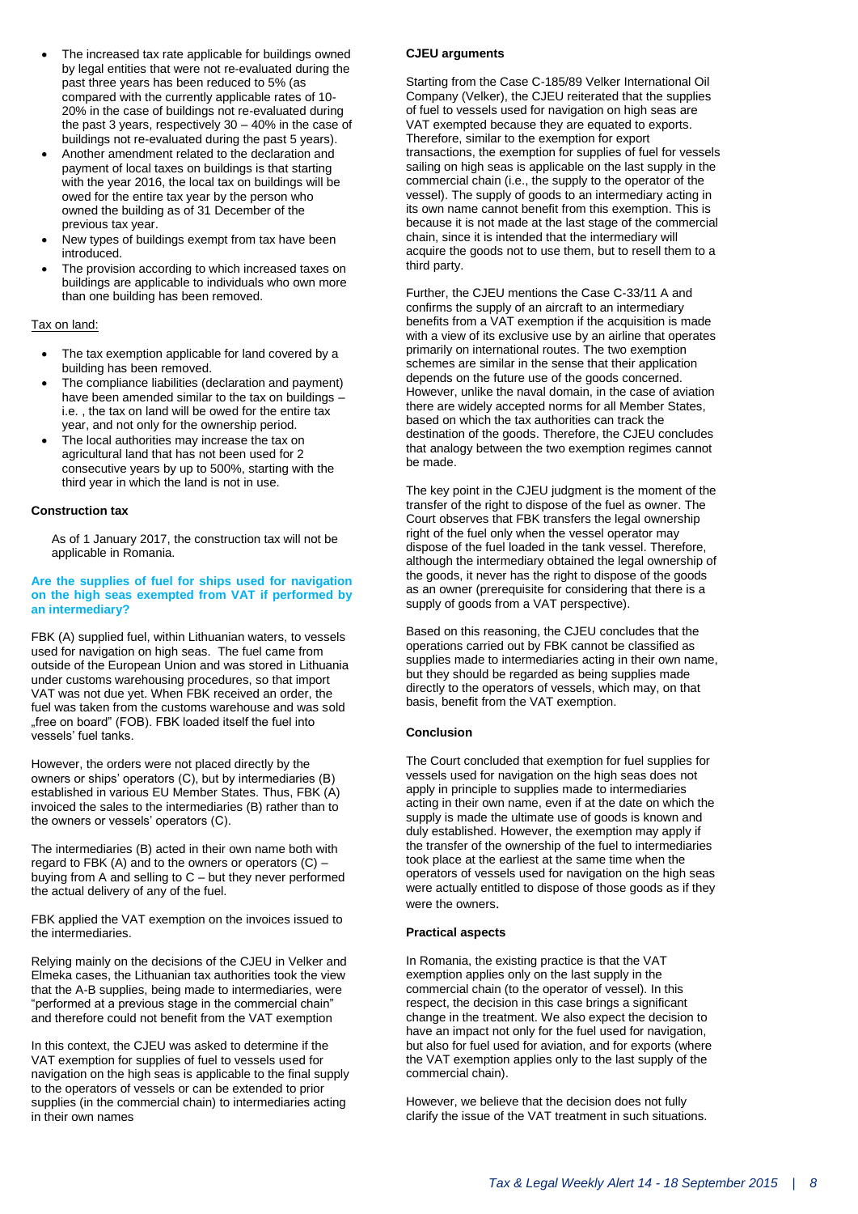- The increased tax rate applicable for buildings owned by legal entities that were not re-evaluated during the past three years has been reduced to 5% (as compared with the currently applicable rates of 10-20% in the case of buildings not re-evaluated during the past 3 years, respectively 30 – 40% in the case of buildings not re-evaluated during the past 5 years).
- Another amendment related to the declaration and payment of local taxes on buildings is that starting with the year 2016, the local tax on buildings will be owed for the entire tax year by the person who owned the building as of 31 December of the previous tax year.
- New types of buildings exempt from tax have been introduced.
- The provision according to which increased taxes on buildings are applicable to individuals who own more than one building has been removed.

Tax on land:

- The tax exemption applicable for land covered by a building has been removed.
- The compliance liabilities (declaration and payment) have been amended similar to the tax on buildings – i.e. , the tax on land will be owed for the entire tax year, and not only for the ownership period.
- The local authorities may increase the tax on agricultural land that has not been used for 2 consecutive years by up to 500%, starting with the third year in which the land is not in use.

**Construction tax**

As of 1 January 2017, the construction tax will not be applicable in Romania.

## Are the supplies of fuel for ships used for navigation on the high seas exempted from VAT if performed by an intermediary?

FBK (A) supplied fuel, within Lithuanian waters, to vessels used for navigation on high seas. The fuel came from outside of the European Union and was stored in Lithuania under customs warehousing procedures, so that import VAT was not due yet. When FBK received an order, the fuel was taken from the customs warehouse and was sold „free on board" (FOB). FBK loaded itself the fuel into vessels' fuel tanks.

However, the orders were not placed directly by the owners or ships' operators (C), but by intermediaries (B) established in various EU Member States. Thus, FBK (A) invoiced the sales to the intermediaries (B) rather than to the owners or vessels' operators (C).

The intermediaries (B) acted in their own name both with regard to FBK (A) and to the owners or operators (C) – buying from A and selling to C – but they never performed the actual delivery of any of the fuel.

FBK applied the VAT exemption on the invoices issued to the intermediaries.

Relying mainly on the decisions of the CJEU in Velker and Elmeka cases, the Lithuanian tax authorities took the view that the A-B supplies, being made to intermediaries, were "performed at a previous stage in the commercial chain" and therefore could not benefit from the VAT exemption

In this context, the CJEU was asked to determine if the VAT exemption for supplies of fuel to vessels used for navigation on the high seas is applicable to the final supply to the operators of vessels or can be extended to prior supplies (in the commercial chain) to intermediaries acting in their own names

**CJEU arguments**

Starting from the Case C-185/89 Velker International Oil Company (Velker), the CJEU reiterated that the supplies of fuel to vessels used for navigation on high seas are VAT exempted because they are equated to exports. Therefore, similar to the exemption for export transactions, the exemption for supplies of fuel for vessels sailing on high seas is applicable on the last supply in the commercial chain (i.e., the supply to the operator of the vessel). The supply of goods to an intermediary acting in its own name cannot benefit from this exemption. This is because it is not made at the last stage of the commercial chain, since it is intended that the intermediary will acquire the goods not to use them, but to resell them to a third party.

Further, the CJEU mentions the Case C-33/11 A and confirms the supply of an aircraft to an intermediary benefits from a VAT exemption if the acquisition is made with a view of its exclusive use by an airline that operates primarily on international routes. The two exemption schemes are similar in the sense that their application depends on the future use of the goods concerned. However, unlike the naval domain, in the case of aviation there are widely accepted norms for all Member States, based on which the tax authorities can track the destination of the goods. Therefore, the CJEU concludes that analogy between the two exemption regimes cannot be made.

The key point in the CJEU judgment is the moment of the transfer of the right to dispose of the fuel as owner. The Court observes that FBK transfers the legal ownership right of the fuel only when the vessel operator may dispose of the fuel loaded in the tank vessel. Therefore, although the intermediary obtained the legal ownership of the goods, it never has the right to dispose of the goods as an owner (prerequisite for considering that there is a supply of goods from a VAT perspective).

Based on this reasoning, the CJEU concludes that the operations carried out by FBK cannot be classified as supplies made to intermediaries acting in their own name, but they should be regarded as being supplies made directly to the operators of vessels, which may, on that basis, benefit from the VAT exemption.

**Conclusion**

The Court concluded that exemption for fuel supplies for vessels used for navigation on the high seas does not apply in principle to supplies made to intermediaries acting in their own name, even if at the date on which the supply is made the ultimate use of goods is known and duly established. However, the exemption may apply if the transfer of the ownership of the fuel to intermediaries took place at the earliest at the same time when the operators of vessels used for navigation on the high seas were actually entitled to dispose of those goods as if they were the owners.

**Practical aspects**

In Romania, the existing practice is that the VAT exemption applies only on the last supply in the commercial chain (to the operator of vessel). In this respect, the decision in this case brings a significant change in the treatment. We also expect the decision to have an impact not only for the fuel used for navigation, but also for fuel used for aviation, and for exports (where the VAT exemption applies only to the last supply of the commercial chain).

However, we believe that the decision does not fully clarify the issue of the VAT treatment in such situations.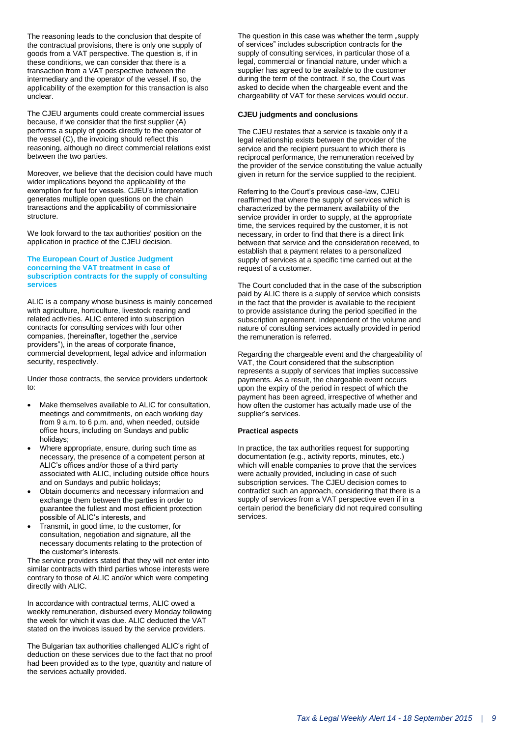The reasoning leads to the conclusion that despite of the contractual provisions, there is only one supply of goods from a VAT perspective. The question is, if in these conditions, we can consider that there is a transaction from a VAT perspective between the intermediary and the operator of the vessel. If so, the applicability of the exemption for this transaction is also unclear.

The CJEU arguments could create commercial issues because, if we consider that the first supplier (A) performs a supply of goods directly to the operator of the vessel (C), the invoicing should reflect this reasoning, although no direct commercial relations exist between the two parties.

Moreover, we believe that the decision could have much wider implications beyond the applicability of the exemption for fuel for vessels. CJEU's interpretation generates multiple open questions on the chain transactions and the applicability of commissionaire structure.

We look forward to the tax authorities' position on the application in practice of the CJEU decision.

## The European Court of Justice Judgment concerning the VAT treatment in case of subscription contracts for the supply of consulting services

ALIC is a company whose business is mainly concerned with agriculture, horticulture, livestock rearing and related activities. ALIC entered into subscription contracts for consulting services with four other companies, (hereinafter, together the „service providers"), in the areas of corporate finance, commercial development, legal advice and information security, respectively.

Under those contracts, the service providers undertook to:

- Make themselves available to ALIC for consultation, meetings and commitments, on each working day from 9 a.m. to 6 p.m. and, when needed, outside office hours, including on Sundays and public holidays;
- Where appropriate, ensure, during such time as necessary, the presence of a competent person at ALIC's offices and/or those of a third party associated with ALIC, including outside office hours and on Sundays and public holidays;
- Obtain documents and necessary information and exchange them between the parties in order to guarantee the fullest and most efficient protection possible of ALIC's interests, and
- Transmit, in good time, to the customer, for consultation, negotiation and signature, all the necessary documents relating to the protection of the customer's interests.

The service providers stated that they will not enter into similar contracts with third parties whose interests were contrary to those of ALIC and/or which were competing directly with ALIC.

In accordance with contractual terms, ALIC owed a weekly remuneration, disbursed every Monday following the week for which it was due. ALIC deducted the VAT stated on the invoices issued by the service providers.

The Bulgarian tax authorities challenged ALIC's right of deduction on these services due to the fact that no proof had been provided as to the type, quantity and nature of the services actually provided.

The question in this case was whether the term „supply of services" includes subscription contracts for the supply of consulting services, in particular those of a legal, commercial or financial nature, under which a supplier has agreed to be available to the customer during the term of the contract. If so, the Court was asked to decide when the chargeable event and the chargeability of VAT for these services would occur.

### CJEU judgments and conclusions

The CJEU restates that a service is taxable only if a legal relationship exists between the provider of the service and the recipient pursuant to which there is reciprocal performance, the remuneration received by the provider of the service constituting the value actually given in return for the service supplied to the recipient.

Referring to the Court's previous case-law, CJEU reaffirmed that where the supply of services which is characterized by the permanent availability of the service provider in order to supply, at the appropriate time, the services required by the customer, it is not necessary, in order to find that there is a direct link between that service and the consideration received, to establish that a payment relates to a personalized supply of services at a specific time carried out at the request of a customer.

The Court concluded that in the case of the subscription paid by ALIC there is a supply of service which consists in the fact that the provider is available to the recipient to provide assistance during the period specified in the subscription agreement, independent of the volume and nature of consulting services actually provided in period the remuneration is referred.

Regarding the chargeable event and the chargeability of VAT, the Court considered that the subscription represents a supply of services that implies successive payments. As a result, the chargeable event occurs upon the expiry of the period in respect of which the payment has been agreed, irrespective of whether and how often the customer has actually made use of the supplier's services.

### Practical aspects

In practice, the tax authorities request for supporting documentation (e.g., activity reports, minutes, etc.) which will enable companies to prove that the services were actually provided, including in case of such subscription services. The CJEU decision comes to contradict such an approach, considering that there is a supply of services from a VAT perspective even if in a certain period the beneficiary did not required consulting services.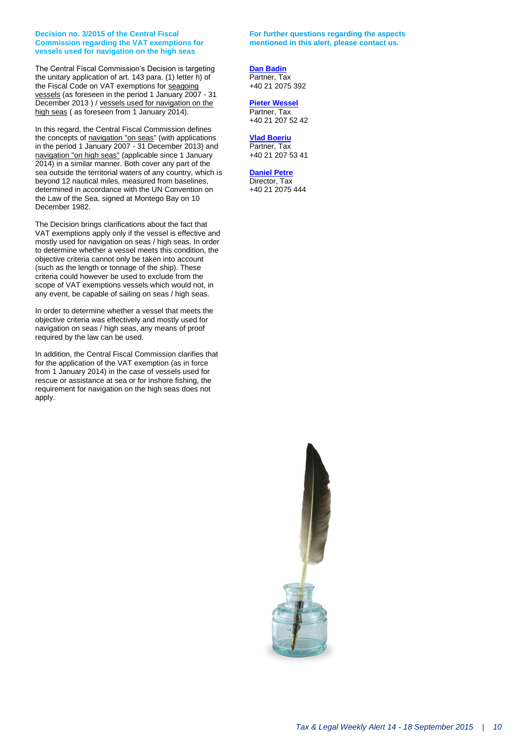### Decision no. 3/2015 of the Central Fiscal Commission regarding the VAT exemptions for vessels used for navigation on the high seas

The Central Fiscal Commission's Decision is targeting the unitary application of art. 143 para. (1) letter h) of the Fiscal Code on VAT exemptions for seagoing vessels (as foreseen in the period 1 January 2007 - 31 December 2013 ) / vessels used for navigation on the high seas ( as foreseen from 1 January 2014).

In this regard, the Central Fiscal Commission defines the concepts of navigation "on seas" (with applications in the period 1 January 2007 - 31 December 2013) and navigation "on high seas" (applicable since 1 January 2014) in a similar manner. Both cover any part of the sea outside the territorial waters of any country, which is beyond 12 nautical miles, measured from baselines, determined in accordance with the UN Convention on the Law of the Sea, signed at Montego Bay on 10 December 1982.

The Decision brings clarifications about the fact that VAT exemptions apply only if the vessel is effective and mostly used for navigation on seas / high seas. In order to determine whether a vessel meets this condition, the objective criteria cannot only be taken into account (such as the length or tonnage of the ship). These criteria could however be used to exclude from the scope of VAT exemptions vessels which would not, in any event, be capable of sailing on seas / high seas.

In order to determine whether a vessel that meets the objective criteria was effectively and mostly used for navigation on seas / high seas, any means of proof required by the law can be used.

In addition, the Central Fiscal Commission clarifies that for the application of the VAT exemption (as in force from 1 January 2014) in the case of vessels used for rescue or assistance at sea or for inshore fishing, the requirement for navigation on the high seas does not apply.

**For further questions regarding the aspects mentioned in this alert, please contact us.**

**Dan Badin**
Partner, Tax
+40 21 2075 392

**Pieter Wessel**
Partner, Tax
+40 21 207 52 42

**Vlad Boeriu**
Partner, Tax
+40 21 207 53 41

**Daniel Petre**
Director, Tax
+40 21 2075 444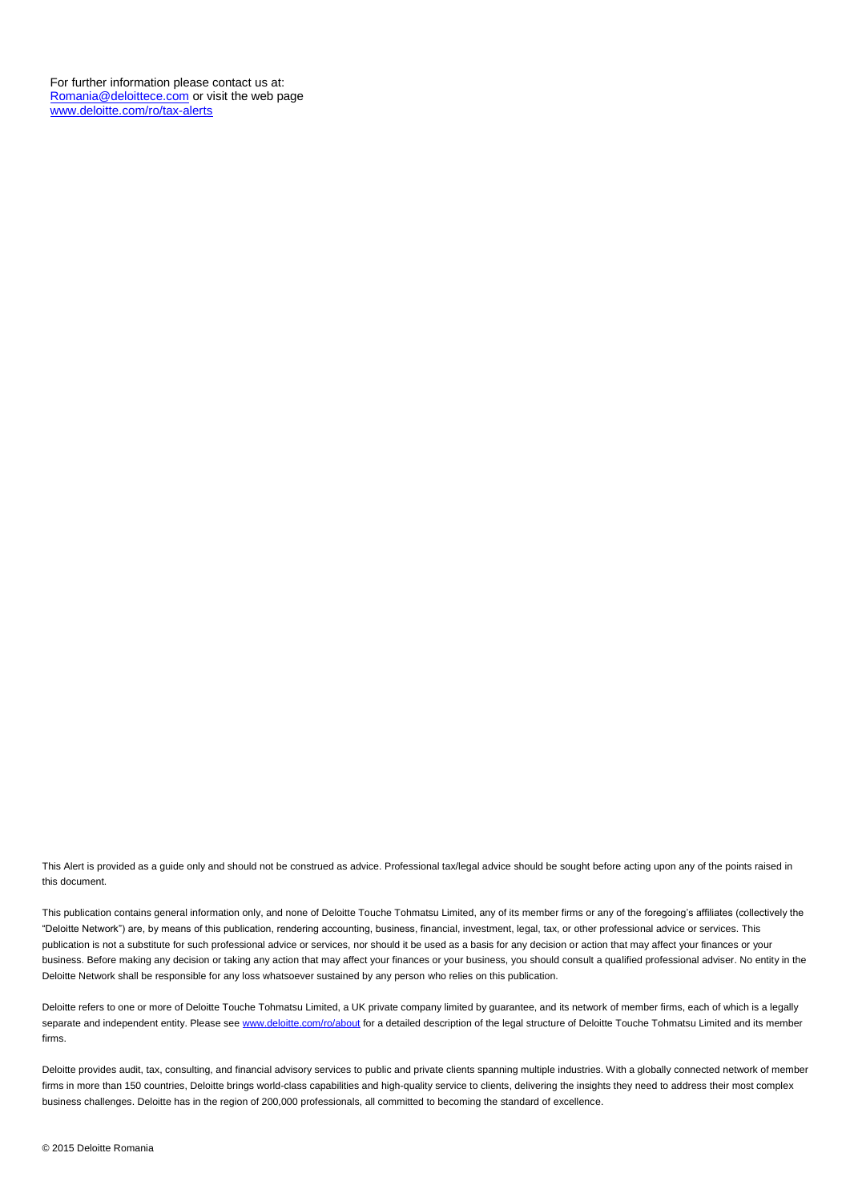For further information please contact us at:
[Romania@deloittece.com](mailto:Romania@deloittece.com) or visit the web page
[www.deloitte.com/ro/tax-alerts](http://www.deloitte.com/ro/tax-alerts)

This Alert is provided as a guide only and should not be construed as advice. Professional tax/legal advice should be sought before acting upon any of the points raised in this document.

This publication contains general information only, and none of Deloitte Touche Tohmatsu Limited, any of its member firms or any of the foregoing's affiliates (collectively the "Deloitte Network") are, by means of this publication, rendering accounting, business, financial, investment, legal, tax, or other professional advice or services. This publication is not a substitute for such professional advice or services, nor should it be used as a basis for any decision or action that may affect your finances or your business. Before making any decision or taking any action that may affect your finances or your business, you should consult a qualified professional adviser. No entity in the Deloitte Network shall be responsible for any loss whatsoever sustained by any person who relies on this publication.

Deloitte refers to one or more of Deloitte Touche Tohmatsu Limited, a UK private company limited by guarantee, and its network of member firms, each of which is a legally separate and independent entity. Please see [www.deloitte.com/ro/about](http://www.deloitte.com/ro/about) for a detailed description of the legal structure of Deloitte Touche Tohmatsu Limited and its member firms.

Deloitte provides audit, tax, consulting, and financial advisory services to public and private clients spanning multiple industries. With a globally connected network of member firms in more than 150 countries, Deloitte brings world-class capabilities and high-quality service to clients, delivering the insights they need to address their most complex business challenges. Deloitte has in the region of 200,000 professionals, all committed to becoming the standard of excellence.

© 2015 Deloitte Romania